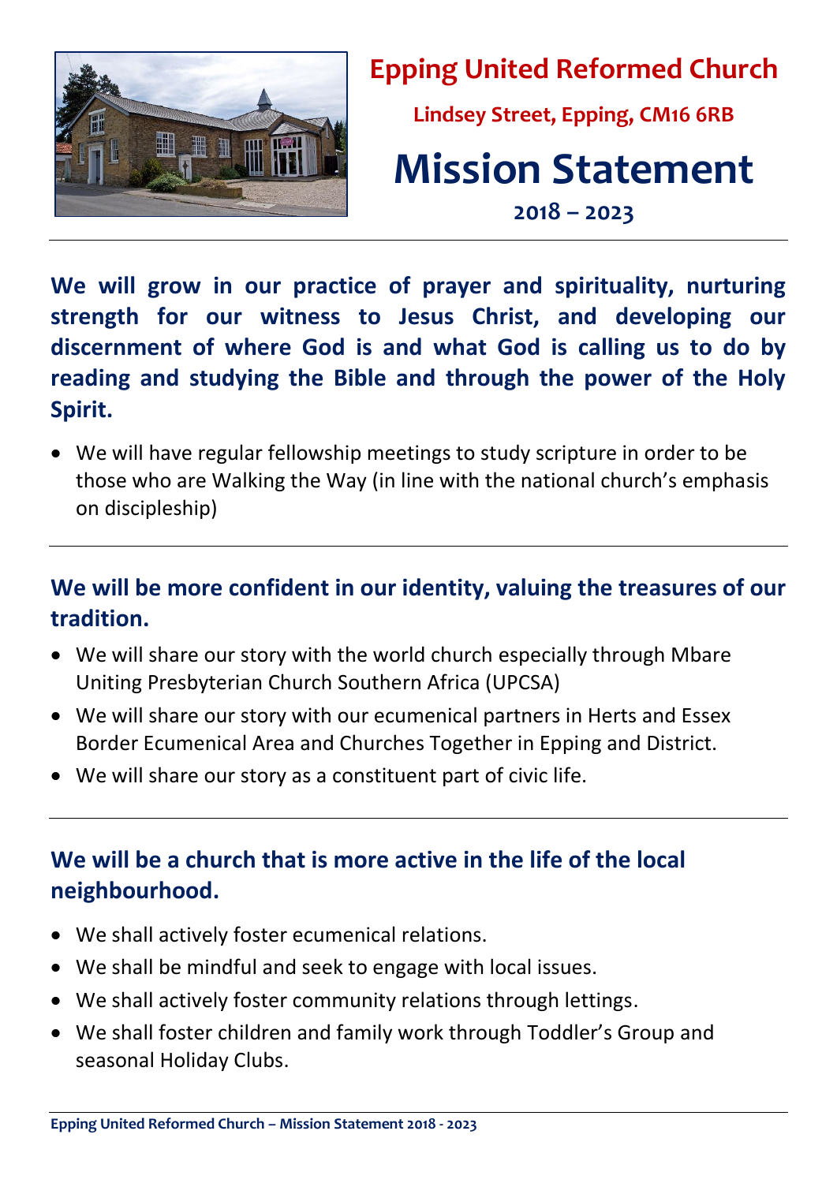# Epping United Reformed Church

**Lindsey Street, Epping, CM16 6RB**

# Mission Statement

**2018 – 2023**

---

**We will grow in our practice of prayer and spirituality, nurturing strength for our witness to Jesus Christ, and developing our discernment of where God is and what God is calling us to do by reading and studying the Bible and through the power of the Holy Spirit.**

- We will have regular fellowship meetings to study scripture in order to be those who are Walking the Way (in line with the national church's emphasis on discipleship)

---

## We will be more confident in our identity, valuing the treasures of our tradition.

- We will share our story with the world church especially through Mbare Uniting Presbyterian Church Southern Africa (UPCSA)
- We will share our story with our ecumenical partners in Herts and Essex Border Ecumenical Area and Churches Together in Epping and District.
- We will share our story as a constituent part of civic life.

---

## We will be a church that is more active in the life of the local neighbourhood.

- We shall actively foster ecumenical relations.
- We shall be mindful and seek to engage with local issues.
- We shall actively foster community relations through lettings.
- We shall foster children and family work through Toddler's Group and seasonal Holiday Clubs.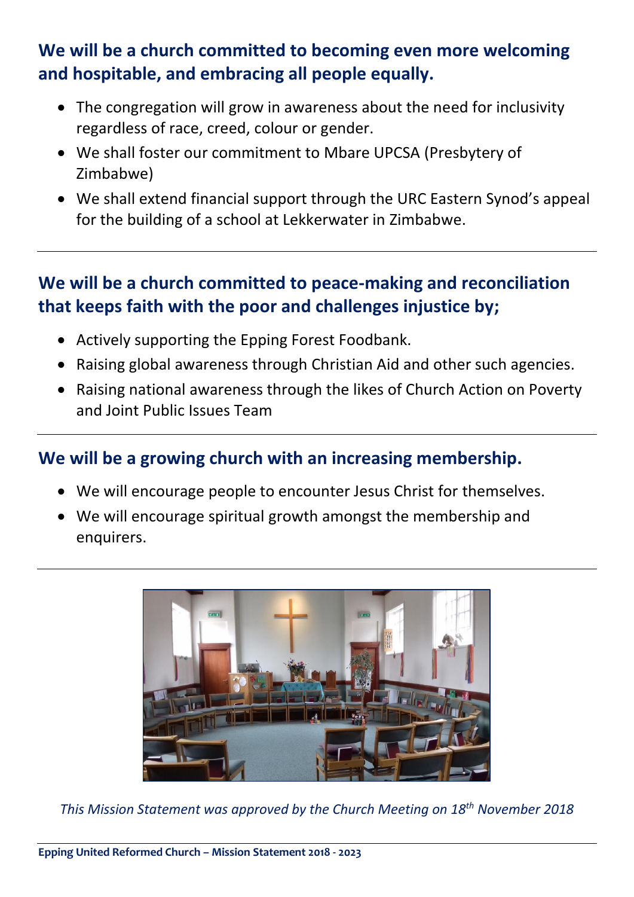## We will be a church committed to becoming even more welcoming and hospitable, and embracing all people equally.

- The congregation will grow in awareness about the need for inclusivity regardless of race, creed, colour or gender.
- We shall foster our commitment to Mbare UPCSA (Presbytery of Zimbabwe)
- We shall extend financial support through the URC Eastern Synod's appeal for the building of a school at Lekkerwater in Zimbabwe.

---

## We will be a church committed to peace-making and reconciliation that keeps faith with the poor and challenges injustice by;

- Actively supporting the Epping Forest Foodbank.
- Raising global awareness through Christian Aid and other such agencies.
- Raising national awareness through the likes of Church Action on Poverty and Joint Public Issues Team

---

## We will be a growing church with an increasing membership.

- We will encourage people to encounter Jesus Christ for themselves.
- We will encourage spiritual growth amongst the membership and enquirers.

---

*This Mission Statement was approved by the Church Meeting on 18th November 2018*